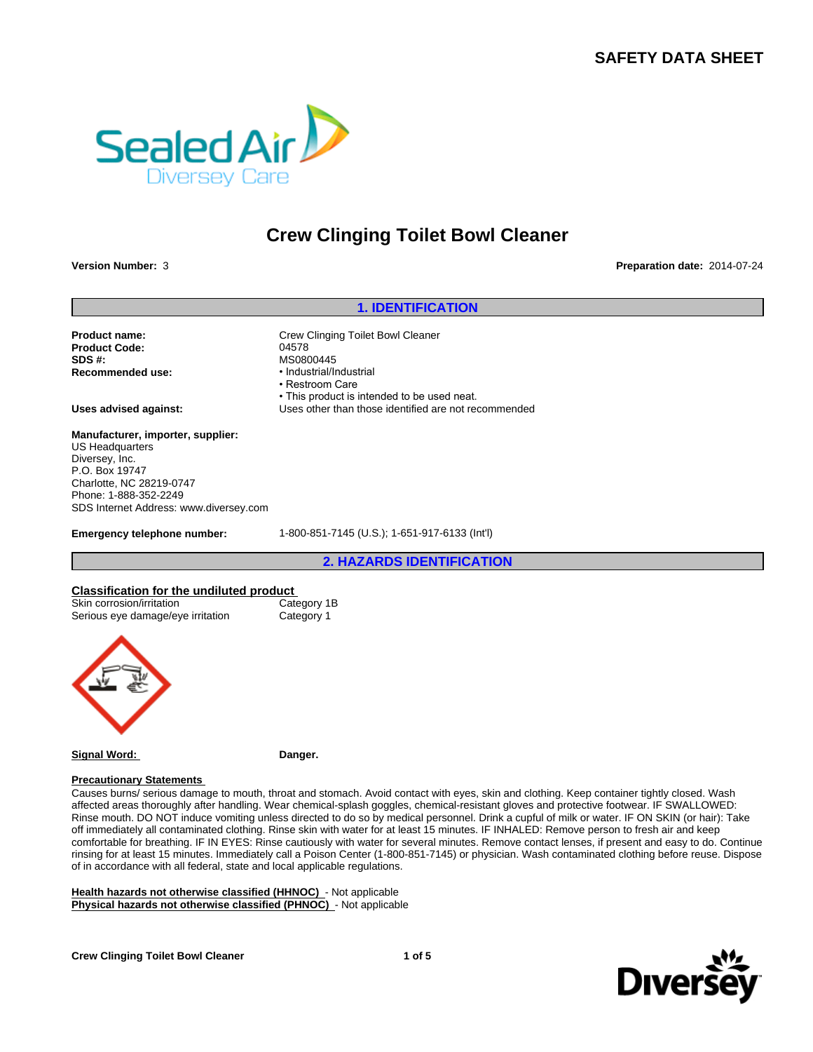# SAFETY DATA SHEET

# Crew Clinging Toilet Bowl Cleaner

**Version Number:** 3

**Preparation date:** 2014-07-24

## 1. IDENTIFICATION

**Product name:** Crew Clinging Toilet Bowl Cleaner
**Product Code:** 04578
**SDS #:** MS0800445
**Recommended use:**
- Industrial/Industrial
- Restroom Care
- This product is intended to be used neat.

**Uses advised against:** Uses other than those identified are not recommended

**Manufacturer, importer, supplier:**
US Headquarters
Diversey, Inc.
P.O. Box 19747
Charlotte, NC 28219-0747
Phone: 1-888-352-2249
SDS Internet Address: www.diversey.com

**Emergency telephone number:** 1-800-851-7145 (U.S.); 1-651-917-6133 (Int'l)

## 2. HAZARDS IDENTIFICATION

**Classification for the undiluted product**

| | |
|---|---|
| Skin corrosion/irritation | Category 1B |
| Serious eye damage/eye irritation | Category 1 |

**Signal Word:** **Danger.**

**Precautionary Statements**

Causes burns/ serious damage to mouth, throat and stomach. Avoid contact with eyes, skin and clothing. Keep container tightly closed. Wash affected areas thoroughly after handling. Wear chemical-splash goggles, chemical-resistant gloves and protective footwear. IF SWALLOWED: Rinse mouth. DO NOT induce vomiting unless directed to do so by medical personnel. Drink a cupful of milk or water. IF ON SKIN (or hair): Take off immediately all contaminated clothing. Rinse skin with water for at least 15 minutes. IF INHALED: Remove person to fresh air and keep comfortable for breathing. IF IN EYES: Rinse cautiously with water for several minutes. Remove contact lenses, if present and easy to do. Continue rinsing for at least 15 minutes. Immediately call a Poison Center (1-800-851-7145) or physician. Wash contaminated clothing before reuse. Dispose of in accordance with all federal, state and local applicable regulations.

**Health hazards not otherwise classified (HHNOC)** - Not applicable
**Physical hazards not otherwise classified (PHNOC)** - Not applicable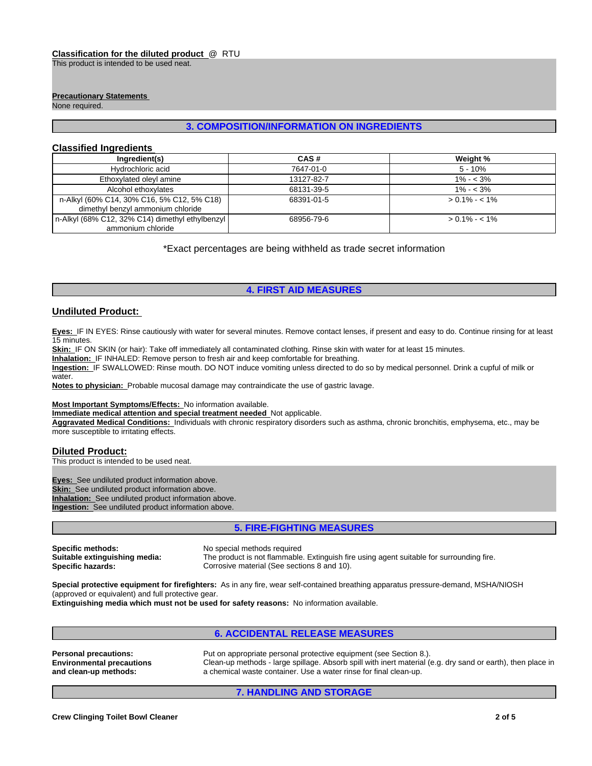**Classification for the diluted product** @ RTU

This product is intended to be used neat.

**Precautionary Statements**

None required.

## 3. COMPOSITION/INFORMATION ON INGREDIENTS

### Classified Ingredients

| Ingredient(s) | CAS # | Weight % |
|---|---|---|
| Hydrochloric acid | 7647-01-0 | 5 - 10% |
| Ethoxylated oleyl amine | 13127-82-7 | 1% - < 3% |
| Alcohol ethoxylates | 68131-39-5 | 1% - < 3% |
| n-Alkyl (60% C14, 30% C16, 5% C12, 5% C18) dimethyl benzyl ammonium chloride | 68391-01-5 | > 0.1% - < 1% |
| n-Alkyl (68% C12, 32% C14) dimethyl ethylbenzyl ammonium chloride | 68956-79-6 | > 0.1% - < 1% |

*Exact percentages are being withheld as trade secret information

## 4. FIRST AID MEASURES

### Undiluted Product:

**Eyes:** IF IN EYES: Rinse cautiously with water for several minutes. Remove contact lenses, if present and easy to do. Continue rinsing for at least 15 minutes.

**Skin:** IF ON SKIN (or hair): Take off immediately all contaminated clothing. Rinse skin with water for at least 15 minutes.

**Inhalation:** IF INHALED: Remove person to fresh air and keep comfortable for breathing.

**Ingestion:** IF SWALLOWED: Rinse mouth. DO NOT induce vomiting unless directed to do so by medical personnel. Drink a cupful of milk or water.

**Notes to physician:** Probable mucosal damage may contraindicate the use of gastric lavage.

**Most Important Symptoms/Effects:** No information available.

**Immediate medical attention and special treatment needed** Not applicable.

**Aggravated Medical Conditions:** Individuals with chronic respiratory disorders such as asthma, chronic bronchitis, emphysema, etc., may be more susceptible to irritating effects.

### Diluted Product:

This product is intended to be used neat.

**Eyes:** See undiluted product information above.

**Skin:** See undiluted product information above.

**Inhalation:** See undiluted product information above.

**Ingestion:** See undiluted product information above.

## 5. FIRE-FIGHTING MEASURES

**Specific methods:** No special methods required

**Suitable extinguishing media:** The product is not flammable. Extinguish fire using agent suitable for surrounding fire.

**Specific hazards:** Corrosive material (See sections 8 and 10).

**Special protective equipment for firefighters:** As in any fire, wear self-contained breathing apparatus pressure-demand, MSHA/NIOSH (approved or equivalent) and full protective gear.

**Extinguishing media which must not be used for safety reasons:** No information available.

## 6. ACCIDENTAL RELEASE MEASURES

**Personal precautions:** Put on appropriate personal protective equipment (see Section 8.).

**Environmental precautions and clean-up methods:** Clean-up methods - large spillage. Absorb spill with inert material (e.g. dry sand or earth), then place in a chemical waste container. Use a water rinse for final clean-up.

## 7. HANDLING AND STORAGE

**Crew Clinging Toilet Bowl Cleaner**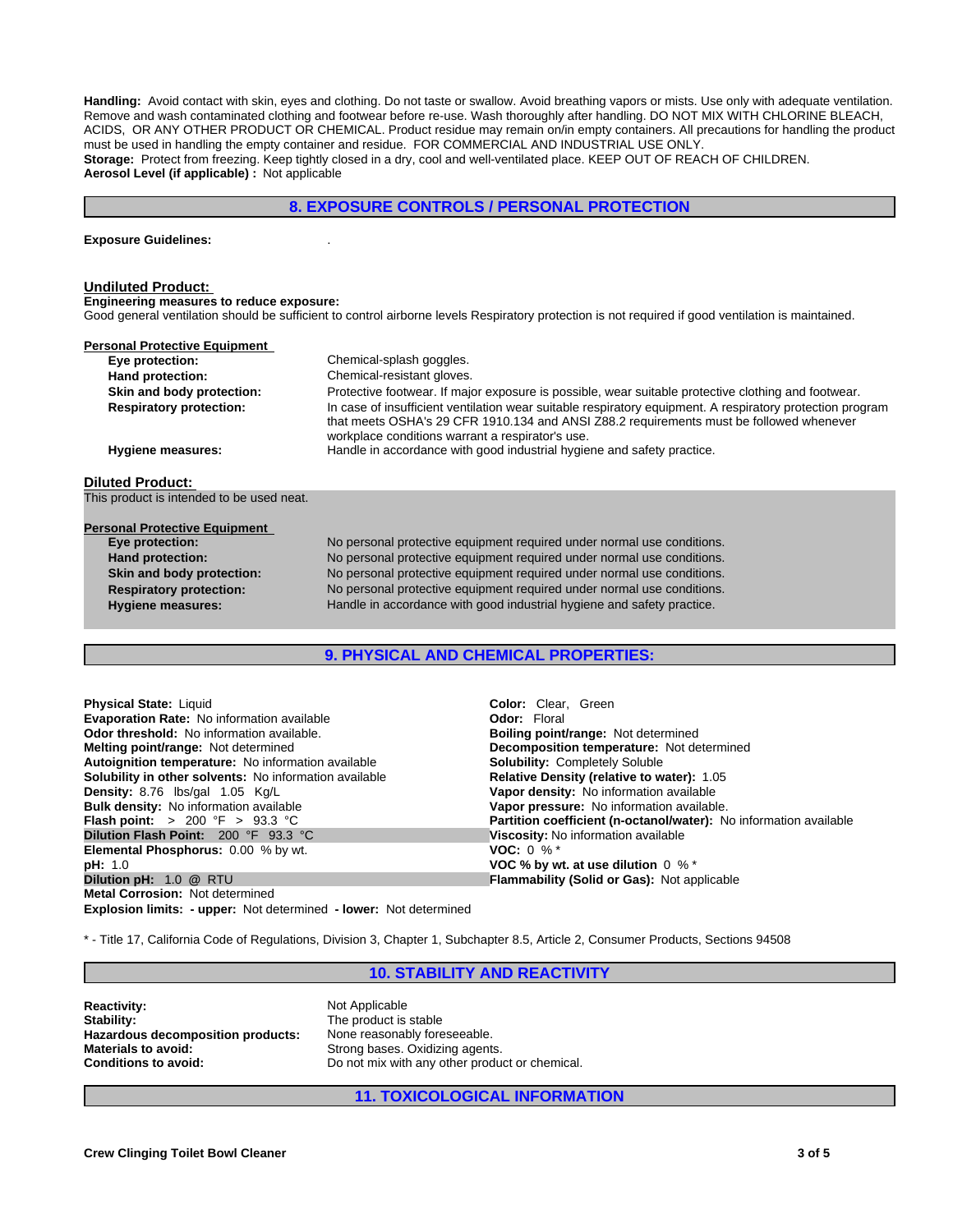**Handling:** Avoid contact with skin, eyes and clothing. Do not taste or swallow. Avoid breathing vapors or mists. Use only with adequate ventilation. Remove and wash contaminated clothing and footwear before re-use. Wash thoroughly after handling. DO NOT MIX WITH CHLORINE BLEACH, ACIDS, OR ANY OTHER PRODUCT OR CHEMICAL. Product residue may remain on/in empty containers. All precautions for handling the product must be used in handling the empty container and residue. FOR COMMERCIAL AND INDUSTRIAL USE ONLY.
**Storage:** Protect from freezing. Keep tightly closed in a dry, cool and well-ventilated place. KEEP OUT OF REACH OF CHILDREN.
**Aerosol Level (if applicable) :** Not applicable

## 8. EXPOSURE CONTROLS / PERSONAL PROTECTION

**Exposure Guidelines:** .

### Undiluted Product:

**Engineering measures to reduce exposure:**
Good general ventilation should be sufficient to control airborne levels Respiratory protection is not required if good ventilation is maintained.

**Personal Protective Equipment**

| | |
|---|---|
| **Eye protection:** | Chemical-splash goggles. |
| **Hand protection:** | Chemical-resistant gloves. |
| **Skin and body protection:** | Protective footwear. If major exposure is possible, wear suitable protective clothing and footwear. |
| **Respiratory protection:** | In case of insufficient ventilation wear suitable respiratory equipment. A respiratory protection program that meets OSHA's 29 CFR 1910.134 and ANSI Z88.2 requirements must be followed whenever workplace conditions warrant a respirator's use. |
| **Hygiene measures:** | Handle in accordance with good industrial hygiene and safety practice. |

### Diluted Product:

This product is intended to be used neat.

**Personal Protective Equipment**

| | |
|---|---|
| **Eye protection:** | No personal protective equipment required under normal use conditions. |
| **Hand protection:** | No personal protective equipment required under normal use conditions. |
| **Skin and body protection:** | No personal protective equipment required under normal use conditions. |
| **Respiratory protection:** | No personal protective equipment required under normal use conditions. |
| **Hygiene measures:** | Handle in accordance with good industrial hygiene and safety practice. |

## 9. PHYSICAL AND CHEMICAL PROPERTIES:

**Physical State:** Liquid
**Evaporation Rate:** No information available
**Odor threshold:** No information available.
**Melting point/range:** Not determined
**Autoignition temperature:** No information available
**Solubility in other solvents:** No information available
**Density:** 8.76 lbs/gal 1.05 Kg/L
**Bulk density:** No information available
**Flash point:** > 200 °F > 93.3 °C
**Dilution Flash Point:** 200 °F 93.3 °C
**Elemental Phosphorus:** 0.00 % by wt.
**pH:** 1.0
**Dilution pH:** 1.0 @ RTU
**Metal Corrosion:** Not determined
**Explosion limits: - upper:** Not determined **- lower:** Not determined

**Color:** Clear, Green
**Odor:** Floral
**Boiling point/range:** Not determined
**Decomposition temperature:** Not determined
**Solubility:** Completely Soluble
**Relative Density (relative to water):** 1.05
**Vapor density:** No information available
**Vapor pressure:** No information available.
**Partition coefficient (n-octanol/water):** No information available
**Viscosity:** No information available
**VOC:** 0 % *
**VOC % by wt. at use dilution** 0 % *
**Flammability (Solid or Gas):** Not applicable

* - Title 17, California Code of Regulations, Division 3, Chapter 1, Subchapter 8.5, Article 2, Consumer Products, Sections 94508

## 10. STABILITY AND REACTIVITY

| | |
|---|---|
| **Reactivity:** | Not Applicable |
| **Stability:** | The product is stable |
| **Hazardous decomposition products:** | None reasonably foreseeable. |
| **Materials to avoid:** | Strong bases. Oxidizing agents. |
| **Conditions to avoid:** | Do not mix with any other product or chemical. |

## 11. TOXICOLOGICAL INFORMATION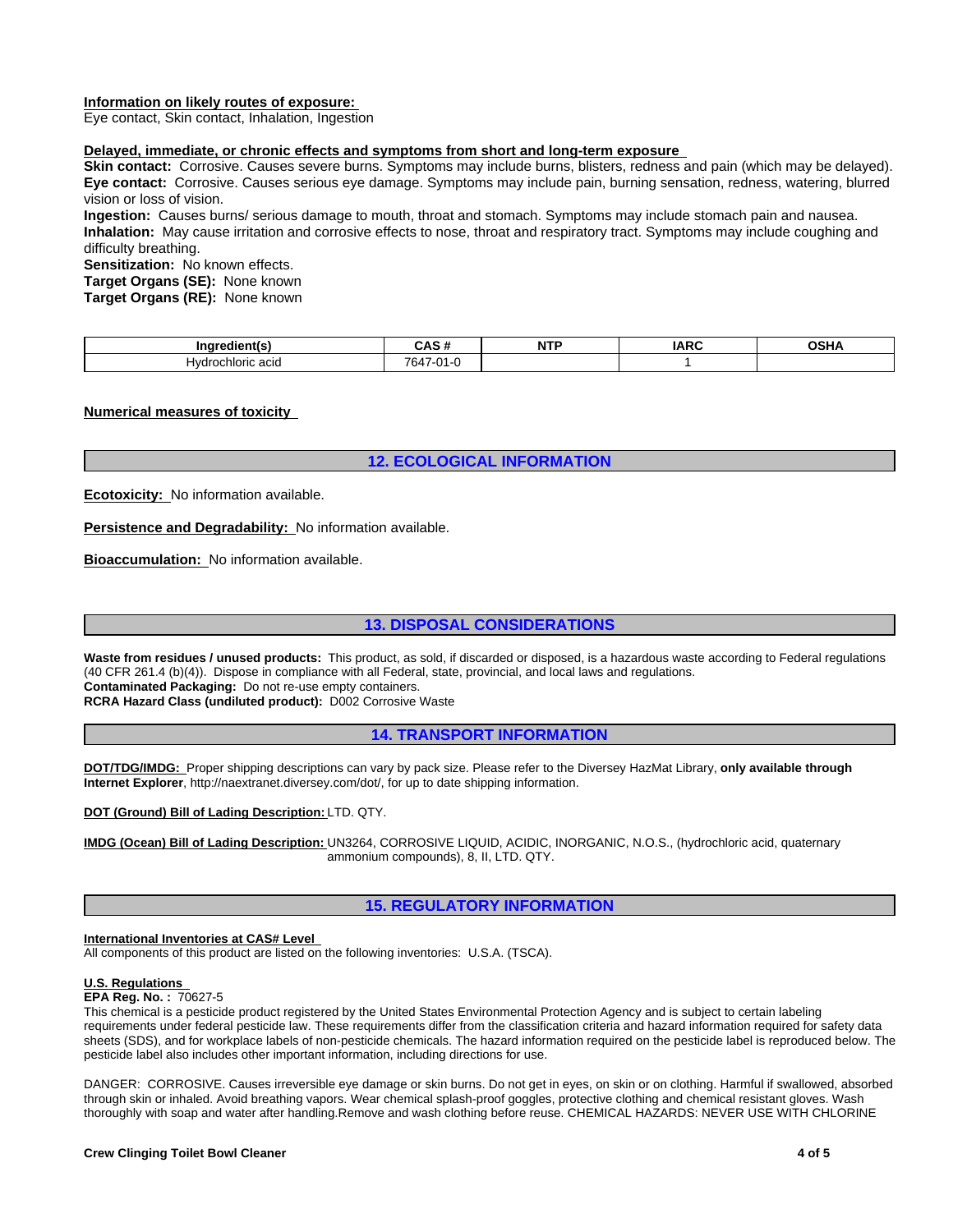**Information on likely routes of exposure:**
Eye contact, Skin contact, Inhalation, Ingestion

**Delayed, immediate, or chronic effects and symptoms from short and long-term exposure**
**Skin contact:** Corrosive. Causes severe burns. Symptoms may include burns, blisters, redness and pain (which may be delayed).
**Eye contact:** Corrosive. Causes serious eye damage. Symptoms may include pain, burning sensation, redness, watering, blurred vision or loss of vision.
**Ingestion:** Causes burns/ serious damage to mouth, throat and stomach. Symptoms may include stomach pain and nausea.
**Inhalation:** May cause irritation and corrosive effects to nose, throat and respiratory tract. Symptoms may include coughing and difficulty breathing.
**Sensitization:** No known effects.
**Target Organs (SE):** None known
**Target Organs (RE):** None known

| Ingredient(s) | CAS # | NTP | IARC | OSHA |
|---|---|---|---|---|
| Hydrochloric acid | 7647-01-0 | | 1 | |

**Numerical measures of toxicity**

## 12. ECOLOGICAL INFORMATION

**Ecotoxicity:** No information available.

**Persistence and Degradability:** No information available.

**Bioaccumulation:** No information available.

## 13. DISPOSAL CONSIDERATIONS

**Waste from residues / unused products:** This product, as sold, if discarded or disposed, is a hazardous waste according to Federal regulations (40 CFR 261.4 (b)(4)). Dispose in compliance with all Federal, state, provincial, and local laws and regulations.
**Contaminated Packaging:** Do not re-use empty containers.
**RCRA Hazard Class (undiluted product):** D002 Corrosive Waste

## 14. TRANSPORT INFORMATION

**DOT/TDG/IMDG:** Proper shipping descriptions can vary by pack size. Please refer to the Diversey HazMat Library, **only available through Internet Explorer**, http://naextranet.diversey.com/dot/, for up to date shipping information.

**DOT (Ground) Bill of Lading Description:** LTD. QTY.

**IMDG (Ocean) Bill of Lading Description:** UN3264, CORROSIVE LIQUID, ACIDIC, INORGANIC, N.O.S., (hydrochloric acid, quaternary ammonium compounds), 8, II, LTD. QTY.

## 15. REGULATORY INFORMATION

**International Inventories at CAS# Level**
All components of this product are listed on the following inventories: U.S.A. (TSCA).

**U.S. Regulations**
**EPA Reg. No. :** 70627-5
This chemical is a pesticide product registered by the United States Environmental Protection Agency and is subject to certain labeling requirements under federal pesticide law. These requirements differ from the classification criteria and hazard information required for safety data sheets (SDS), and for workplace labels of non-pesticide chemicals. The hazard information required on the pesticide label is reproduced below. The pesticide label also includes other important information, including directions for use.

DANGER: CORROSIVE. Causes irreversible eye damage or skin burns. Do not get in eyes, on skin or on clothing. Harmful if swallowed, absorbed through skin or inhaled. Avoid breathing vapors. Wear chemical splash-proof goggles, protective clothing and chemical resistant gloves. Wash thoroughly with soap and water after handling.Remove and wash clothing before reuse. CHEMICAL HAZARDS: NEVER USE WITH CHLORINE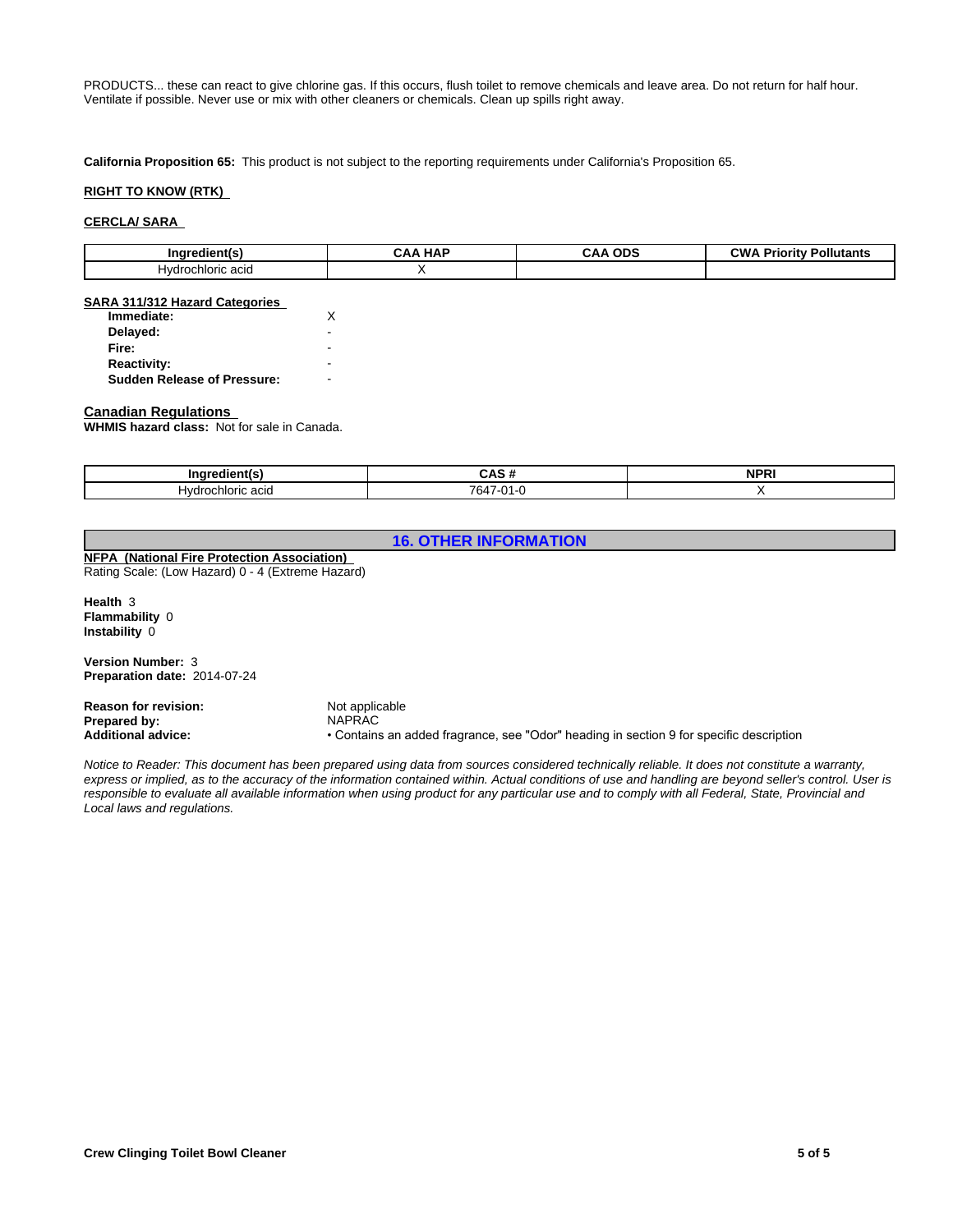PRODUCTS... these can react to give chlorine gas. If this occurs, flush toilet to remove chemicals and leave area. Do not return for half hour. Ventilate if possible. Never use or mix with other cleaners or chemicals. Clean up spills right away.

**California Proposition 65:** This product is not subject to the reporting requirements under California's Proposition 65.

**RIGHT TO KNOW (RTK)**

**CERCLA/ SARA**

| Ingredient(s) | CAA HAP | CAA ODS | CWA Priority Pollutants |
|---|---|---|---|
| Hydrochloric acid | X | | |

**SARA 311/312 Hazard Categories**

| | |
|---|---|
| **Immediate:** | X |
| **Delayed:** | - |
| **Fire:** | - |
| **Reactivity:** | - |
| **Sudden Release of Pressure:** | - |

**Canadian Regulations**

**WHMIS hazard class:** Not for sale in Canada.

| Ingredient(s) | CAS # | NPRI |
|---|---|---|
| Hydrochloric acid | 7647-01-0 | X |

## 16. OTHER INFORMATION

**NFPA (National Fire Protection Association)**

Rating Scale: (Low Hazard) 0 - 4 (Extreme Hazard)

**Health** 3
**Flammability** 0
**Instability** 0

**Version Number:** 3
**Preparation date:** 2014-07-24

**Reason for revision:** Not applicable
**Prepared by:** NAPRAC
**Additional advice:** • Contains an added fragrance, see "Odor" heading in section 9 for specific description

*Notice to Reader: This document has been prepared using data from sources considered technically reliable. It does not constitute a warranty, express or implied, as to the accuracy of the information contained within. Actual conditions of use and handling are beyond seller's control. User is responsible to evaluate all available information when using product for any particular use and to comply with all Federal, State, Provincial and Local laws and regulations.*